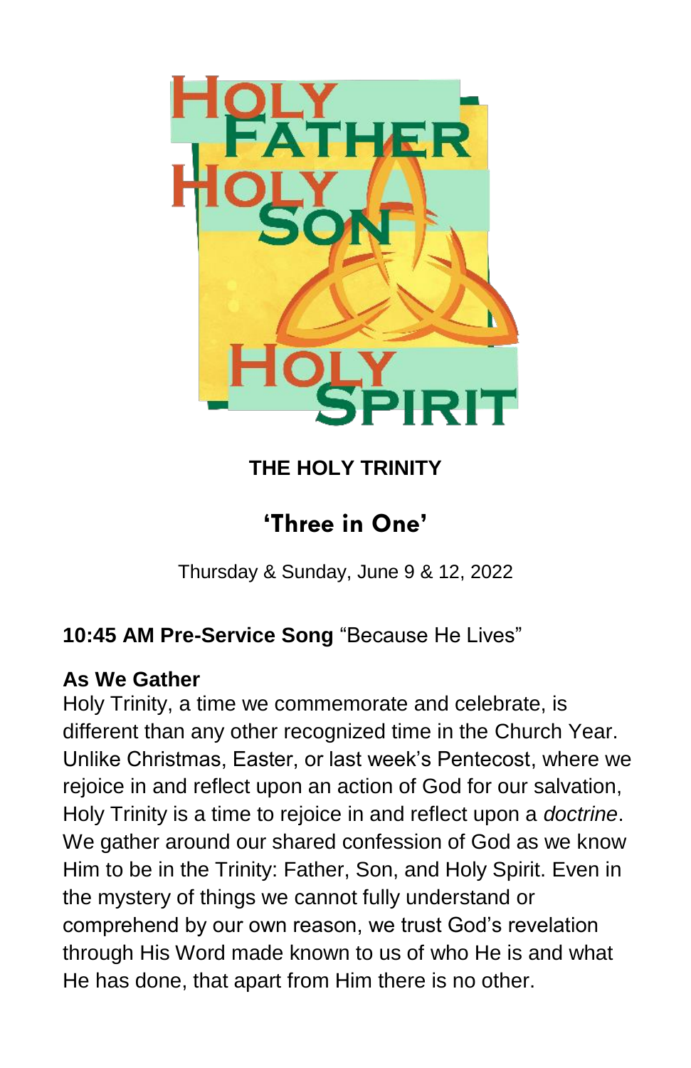HOLY FATHER HOLY SON HOLY SPIRIT

# THE HOLY TRINITY

## 'Three in One'

Thursday & Sunday, June 9 & 12, 2022

**10:45 AM Pre-Service Song** "Because He Lives"

**As We Gather**

Holy Trinity, a time we commemorate and celebrate, is different than any other recognized time in the Church Year. Unlike Christmas, Easter, or last week's Pentecost, where we rejoice in and reflect upon an action of God for our salvation, Holy Trinity is a time to rejoice in and reflect upon a *doctrine*. We gather around our shared confession of God as we know Him to be in the Trinity: Father, Son, and Holy Spirit. Even in the mystery of things we cannot fully understand or comprehend by our own reason, we trust God's revelation through His Word made known to us of who He is and what He has done, that apart from Him there is no other.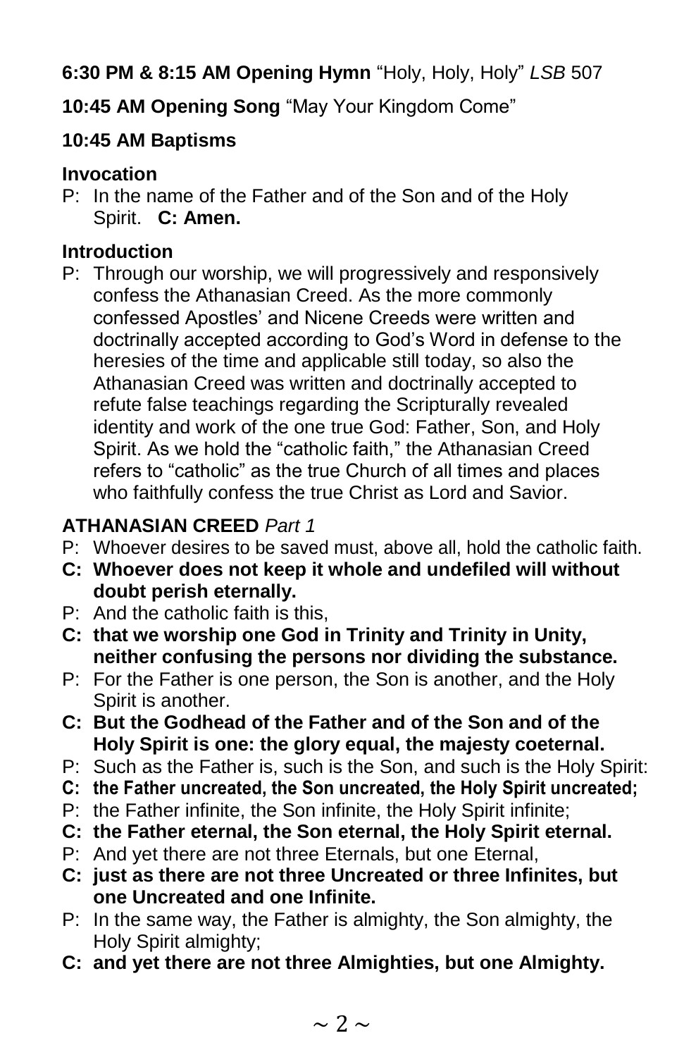**6:30 PM & 8:15 AM Opening Hymn** "Holy, Holy, Holy" *LSB* 507

**10:45 AM Opening Song** "May Your Kingdom Come"

**10:45 AM Baptisms**

**Invocation**

P: In the name of the Father and of the Son and of the Holy Spirit. **C: Amen.**

**Introduction**

P: Through our worship, we will progressively and responsively confess the Athanasian Creed. As the more commonly confessed Apostles' and Nicene Creeds were written and doctrinally accepted according to God's Word in defense to the heresies of the time and applicable still today, so also the Athanasian Creed was written and doctrinally accepted to refute false teachings regarding the Scripturally revealed identity and work of the one true God: Father, Son, and Holy Spirit. As we hold the "catholic faith," the Athanasian Creed refers to "catholic" as the true Church of all times and places who faithfully confess the true Christ as Lord and Savior.

**ATHANASIAN CREED** *Part 1*

P: Whoever desires to be saved must, above all, hold the catholic faith.

**C: Whoever does not keep it whole and undefiled will without doubt perish eternally.**

P: And the catholic faith is this,

**C: that we worship one God in Trinity and Trinity in Unity, neither confusing the persons nor dividing the substance.**

P: For the Father is one person, the Son is another, and the Holy Spirit is another.

**C: But the Godhead of the Father and of the Son and of the Holy Spirit is one: the glory equal, the majesty coeternal.**

P: Such as the Father is, such is the Son, and such is the Holy Spirit:

**C: the Father uncreated, the Son uncreated, the Holy Spirit uncreated;**

P: the Father infinite, the Son infinite, the Holy Spirit infinite;

**C: the Father eternal, the Son eternal, the Holy Spirit eternal.**

P: And yet there are not three Eternals, but one Eternal,

**C: just as there are not three Uncreated or three Infinites, but one Uncreated and one Infinite.**

P: In the same way, the Father is almighty, the Son almighty, the Holy Spirit almighty;

**C: and yet there are not three Almighties, but one Almighty.**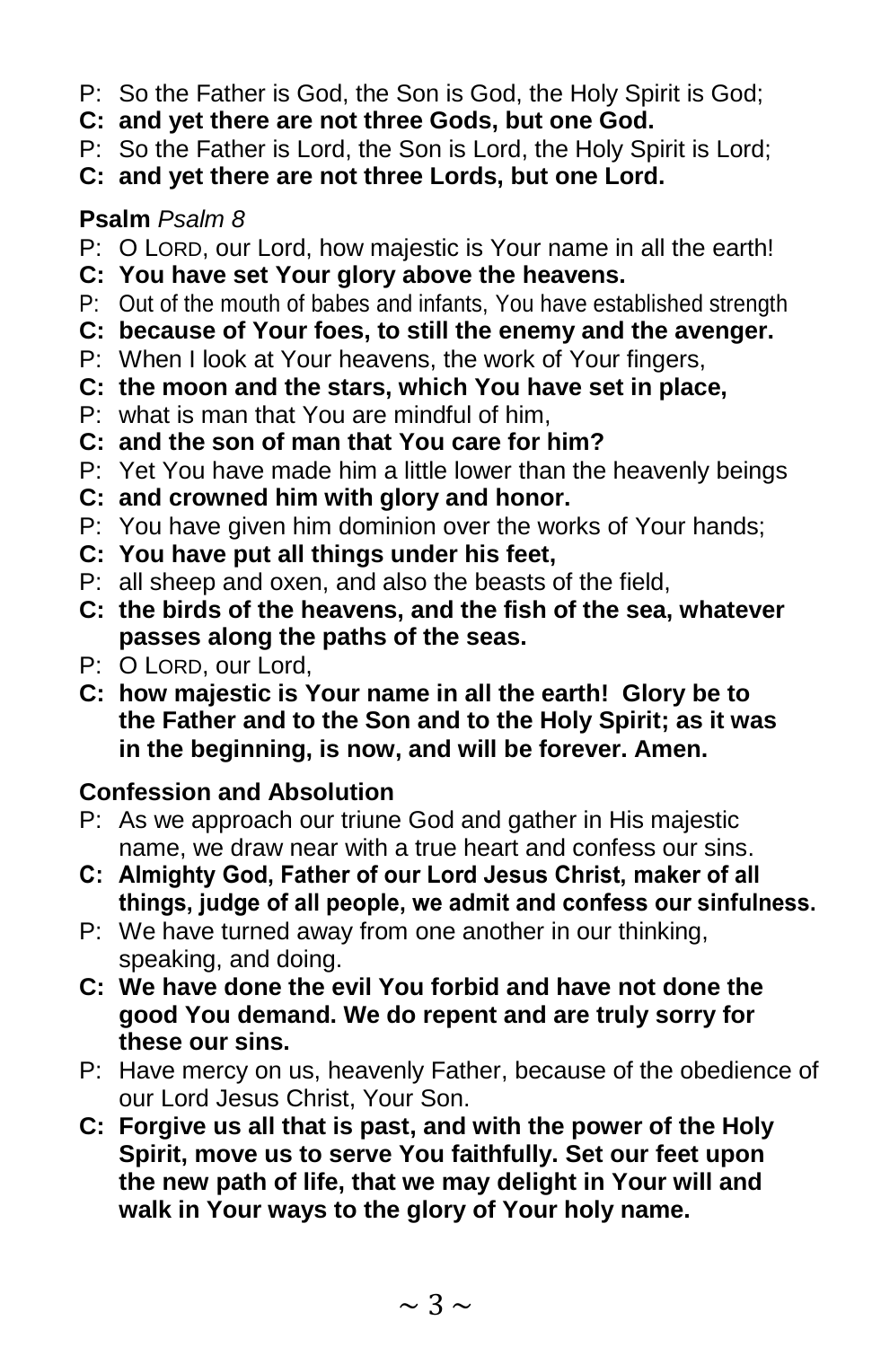P: So the Father is God, the Son is God, the Holy Spirit is God;

**C: and yet there are not three Gods, but one God.**

P: So the Father is Lord, the Son is Lord, the Holy Spirit is Lord;

**C: and yet there are not three Lords, but one Lord.**

**Psalm** *Psalm 8*

P: O LORD, our Lord, how majestic is Your name in all the earth!

**C: You have set Your glory above the heavens.**

P: Out of the mouth of babes and infants, You have established strength

**C: because of Your foes, to still the enemy and the avenger.**

P: When I look at Your heavens, the work of Your fingers,

**C: the moon and the stars, which You have set in place,**

P: what is man that You are mindful of him,

**C: and the son of man that You care for him?**

P: Yet You have made him a little lower than the heavenly beings

**C: and crowned him with glory and honor.**

P: You have given him dominion over the works of Your hands;

**C: You have put all things under his feet,**

P: all sheep and oxen, and also the beasts of the field,

**C: the birds of the heavens, and the fish of the sea, whatever passes along the paths of the seas.**

P: O LORD, our Lord,

**C: how majestic is Your name in all the earth! Glory be to the Father and to the Son and to the Holy Spirit; as it was in the beginning, is now, and will be forever. Amen.**

**Confession and Absolution**

P: As we approach our triune God and gather in His majestic name, we draw near with a true heart and confess our sins.

**C: Almighty God, Father of our Lord Jesus Christ, maker of all things, judge of all people, we admit and confess our sinfulness.**

P: We have turned away from one another in our thinking, speaking, and doing.

**C: We have done the evil You forbid and have not done the good You demand. We do repent and are truly sorry for these our sins.**

P: Have mercy on us, heavenly Father, because of the obedience of our Lord Jesus Christ, Your Son.

**C: Forgive us all that is past, and with the power of the Holy Spirit, move us to serve You faithfully. Set our feet upon the new path of life, that we may delight in Your will and walk in Your ways to the glory of Your holy name.**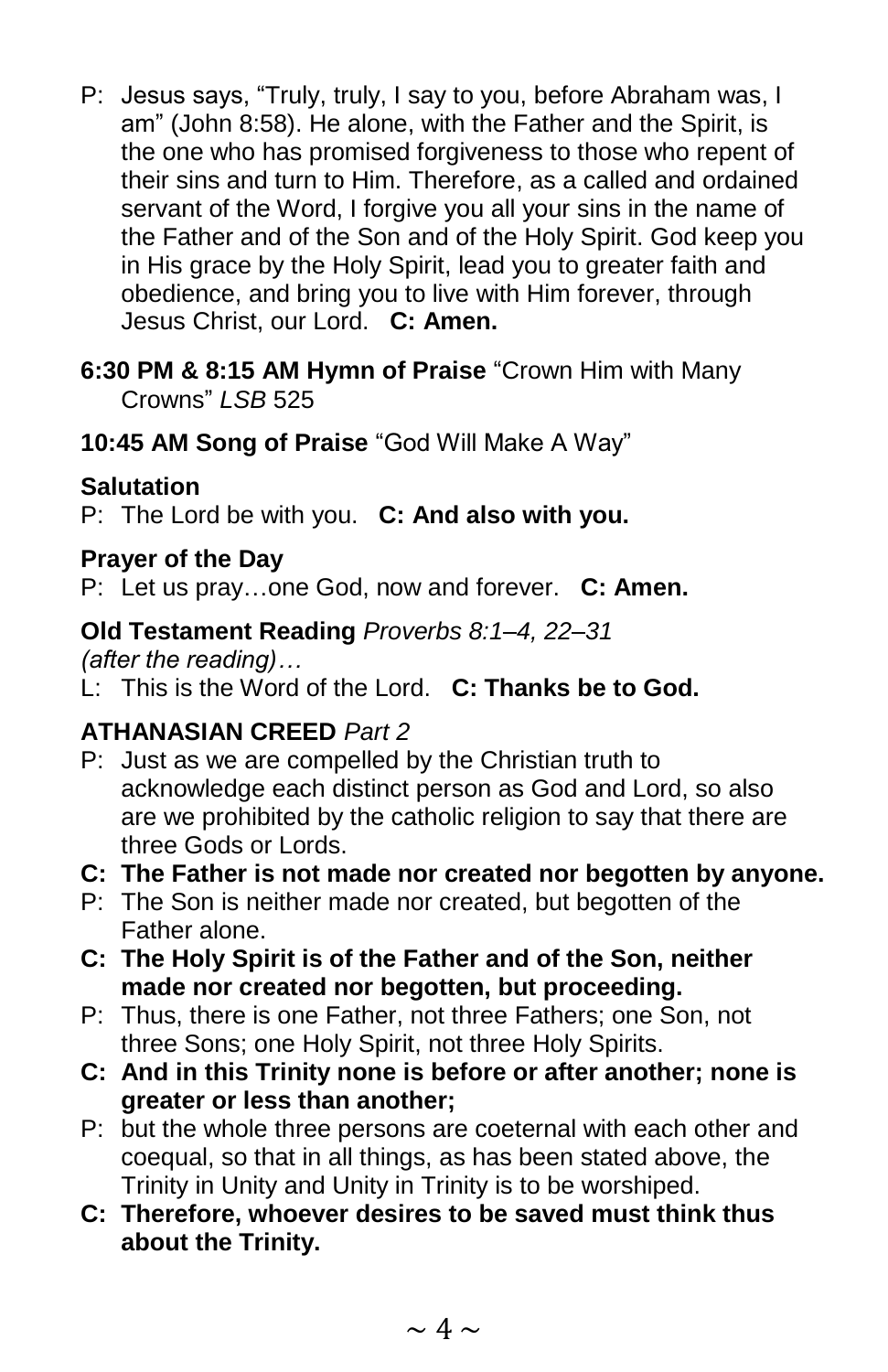P: Jesus says, “Truly, truly, I say to you, before Abraham was, I am” (John 8:58). He alone, with the Father and the Spirit, is the one who has promised forgiveness to those who repent of their sins and turn to Him. Therefore, as a called and ordained servant of the Word, I forgive you all your sins in the name of the Father and of the Son and of the Holy Spirit. God keep you in His grace by the Holy Spirit, lead you to greater faith and obedience, and bring you to live with Him forever, through Jesus Christ, our Lord. **C: Amen.**

**6:30 PM & 8:15 AM Hymn of Praise** “Crown Him with Many Crowns” *LSB* 525

**10:45 AM Song of Praise** “God Will Make A Way”

**Salutation**

P: The Lord be with you. **C: And also with you.**

**Prayer of the Day**

P: Let us pray…one God, now and forever. **C: Amen.**

**Old Testament Reading** *Proverbs 8:1–4, 22–31*

*(after the reading)…*

L: This is the Word of the Lord. **C: Thanks be to God.**

**ATHANASIAN CREED** *Part 2*

P: Just as we are compelled by the Christian truth to acknowledge each distinct person as God and Lord, so also are we prohibited by the catholic religion to say that there are three Gods or Lords.

**C: The Father is not made nor created nor begotten by anyone.**

P: The Son is neither made nor created, but begotten of the Father alone.

**C: The Holy Spirit is of the Father and of the Son, neither made nor created nor begotten, but proceeding.**

P: Thus, there is one Father, not three Fathers; one Son, not three Sons; one Holy Spirit, not three Holy Spirits.

**C: And in this Trinity none is before or after another; none is greater or less than another;**

P: but the whole three persons are coeternal with each other and coequal, so that in all things, as has been stated above, the Trinity in Unity and Unity in Trinity is to be worshiped.

**C: Therefore, whoever desires to be saved must think thus about the Trinity.**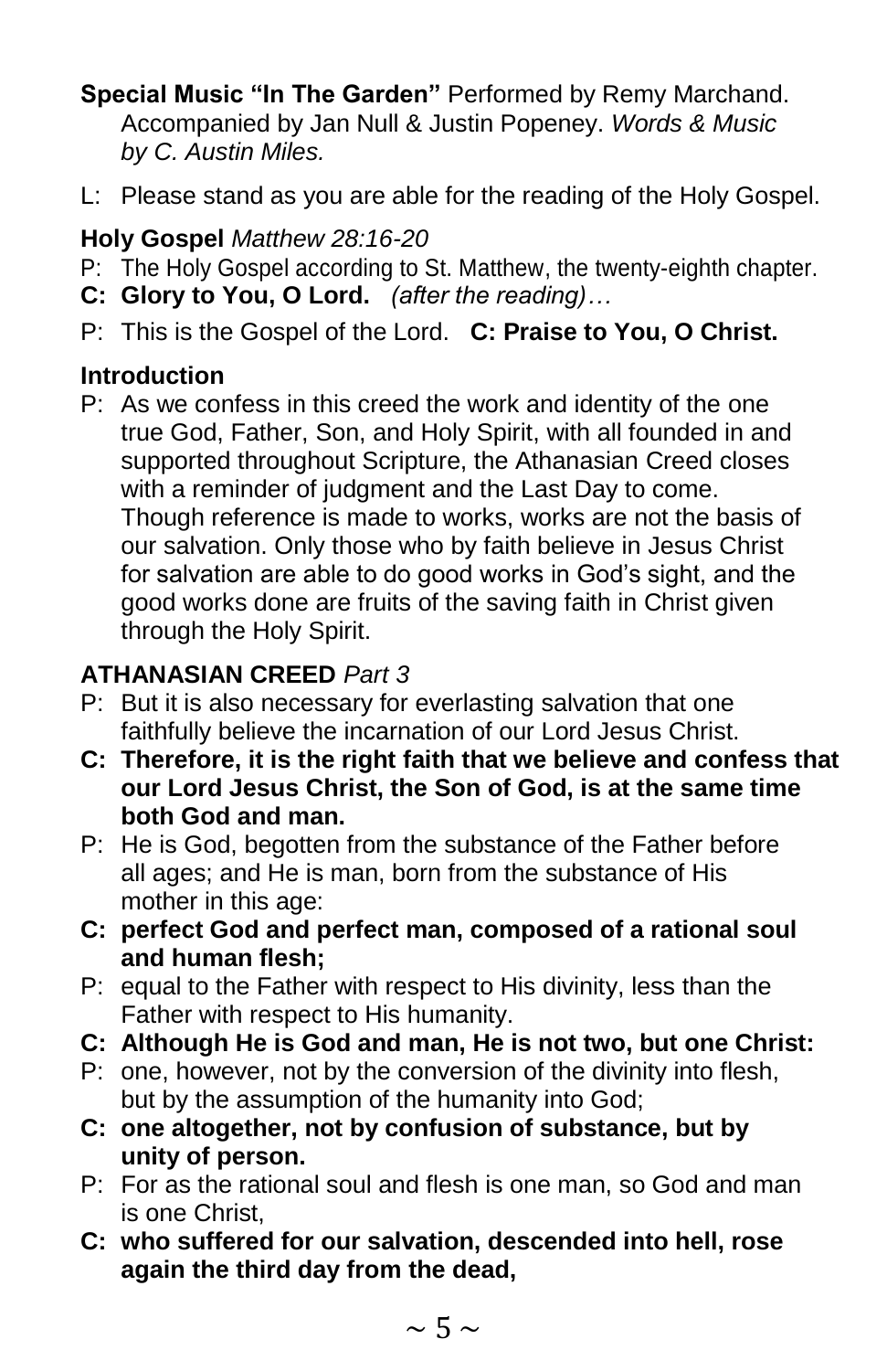**Special Music "In The Garden"** Performed by Remy Marchand. Accompanied by Jan Null & Justin Popeney. *Words & Music by C. Austin Miles.*

L: Please stand as you are able for the reading of the Holy Gospel.

**Holy Gospel** *Matthew 28:16-20*

P: The Holy Gospel according to St. Matthew, the twenty-eighth chapter.

**C: Glory to You, O Lord.** *(after the reading)…*

P: This is the Gospel of the Lord. **C: Praise to You, O Christ.**

**Introduction**

P: As we confess in this creed the work and identity of the one true God, Father, Son, and Holy Spirit, with all founded in and supported throughout Scripture, the Athanasian Creed closes with a reminder of judgment and the Last Day to come. Though reference is made to works, works are not the basis of our salvation. Only those who by faith believe in Jesus Christ for salvation are able to do good works in God's sight, and the good works done are fruits of the saving faith in Christ given through the Holy Spirit.

**ATHANASIAN CREED** *Part 3*

P: But it is also necessary for everlasting salvation that one faithfully believe the incarnation of our Lord Jesus Christ.

**C: Therefore, it is the right faith that we believe and confess that our Lord Jesus Christ, the Son of God, is at the same time both God and man.**

P: He is God, begotten from the substance of the Father before all ages; and He is man, born from the substance of His mother in this age:

**C: perfect God and perfect man, composed of a rational soul and human flesh;**

P: equal to the Father with respect to His divinity, less than the Father with respect to His humanity.

**C: Although He is God and man, He is not two, but one Christ:**

P: one, however, not by the conversion of the divinity into flesh, but by the assumption of the humanity into God;

**C: one altogether, not by confusion of substance, but by unity of person.**

P: For as the rational soul and flesh is one man, so God and man is one Christ,

**C: who suffered for our salvation, descended into hell, rose again the third day from the dead,**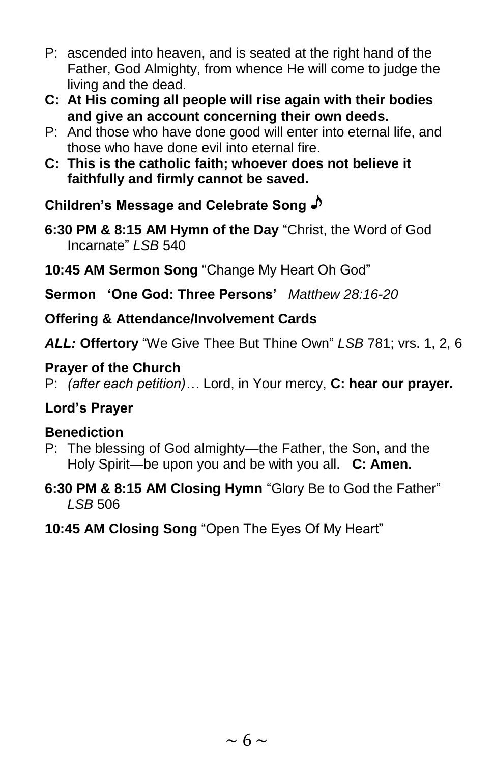P: ascended into heaven, and is seated at the right hand of the Father, God Almighty, from whence He will come to judge the living and the dead.

**C: At His coming all people will rise again with their bodies and give an account concerning their own deeds.**

P: And those who have done good will enter into eternal life, and those who have done evil into eternal fire.

**C: This is the catholic faith; whoever does not believe it faithfully and firmly cannot be saved.**

**Children's Message and Celebrate Song** ♪

**6:30 PM & 8:15 AM Hymn of the Day** "Christ, the Word of God Incarnate" *LSB* 540

**10:45 AM Sermon Song** "Change My Heart Oh God"

**Sermon 'One God: Three Persons'** *Matthew 28:16-20*

**Offering & Attendance/Involvement Cards**

***ALL:*** **Offertory** "We Give Thee But Thine Own" *LSB* 781; vrs. 1, 2, 6

**Prayer of the Church**

P: *(after each petition)…* Lord, in Your mercy, **C: hear our prayer.**

**Lord's Prayer**

**Benediction**

P: The blessing of God almighty—the Father, the Son, and the Holy Spirit—be upon you and be with you all. **C: Amen.**

**6:30 PM & 8:15 AM Closing Hymn** "Glory Be to God the Father" *LSB* 506

**10:45 AM Closing Song** "Open The Eyes Of My Heart"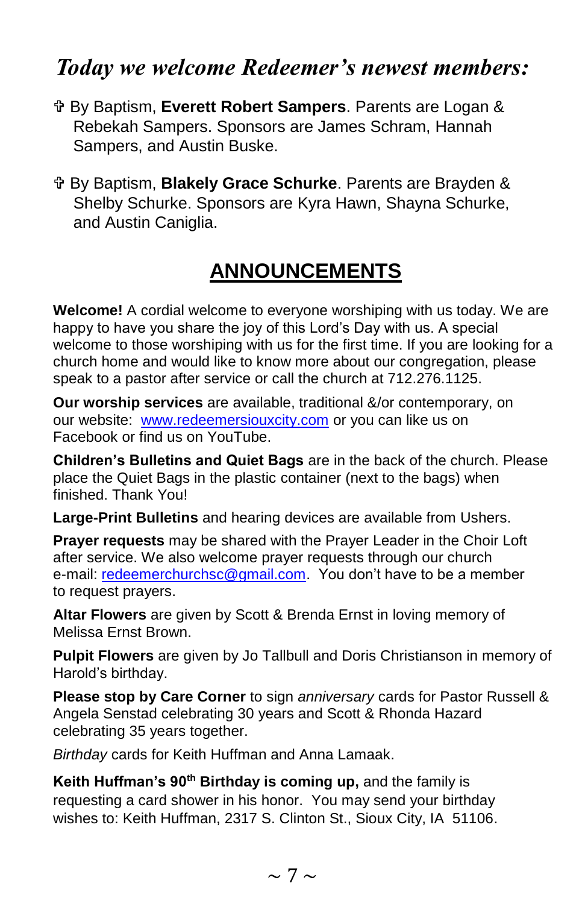## *Today we welcome Redeemer's newest members:*

✟ By Baptism, **Everett Robert Sampers**. Parents are Logan & Rebekah Sampers. Sponsors are James Schram, Hannah Sampers, and Austin Buske.

✟ By Baptism, **Blakely Grace Schurke**. Parents are Brayden & Shelby Schurke. Sponsors are Kyra Hawn, Shayna Schurke, and Austin Caniglia.

## ANNOUNCEMENTS

**Welcome!** A cordial welcome to everyone worshiping with us today. We are happy to have you share the joy of this Lord's Day with us. A special welcome to those worshiping with us for the first time. If you are looking for a church home and would like to know more about our congregation, please speak to a pastor after service or call the church at 712.276.1125.

**Our worship services** are available, traditional &/or contemporary, on our website: www.redeemersiouxcity.com or you can like us on Facebook or find us on YouTube.

**Children's Bulletins and Quiet Bags** are in the back of the church. Please place the Quiet Bags in the plastic container (next to the bags) when finished. Thank You!

**Large-Print Bulletins** and hearing devices are available from Ushers.

**Prayer requests** may be shared with the Prayer Leader in the Choir Loft after service. We also welcome prayer requests through our church e-mail: redeemerchurchsc@gmail.com. You don't have to be a member to request prayers.

**Altar Flowers** are given by Scott & Brenda Ernst in loving memory of Melissa Ernst Brown.

**Pulpit Flowers** are given by Jo Tallbull and Doris Christianson in memory of Harold's birthday.

**Please stop by Care Corner** to sign *anniversary* cards for Pastor Russell & Angela Senstad celebrating 30 years and Scott & Rhonda Hazard celebrating 35 years together.

*Birthday* cards for Keith Huffman and Anna Lamaak.

**Keith Huffman's 90th Birthday is coming up,** and the family is requesting a card shower in his honor. You may send your birthday wishes to: Keith Huffman, 2317 S. Clinton St., Sioux City, IA 51106.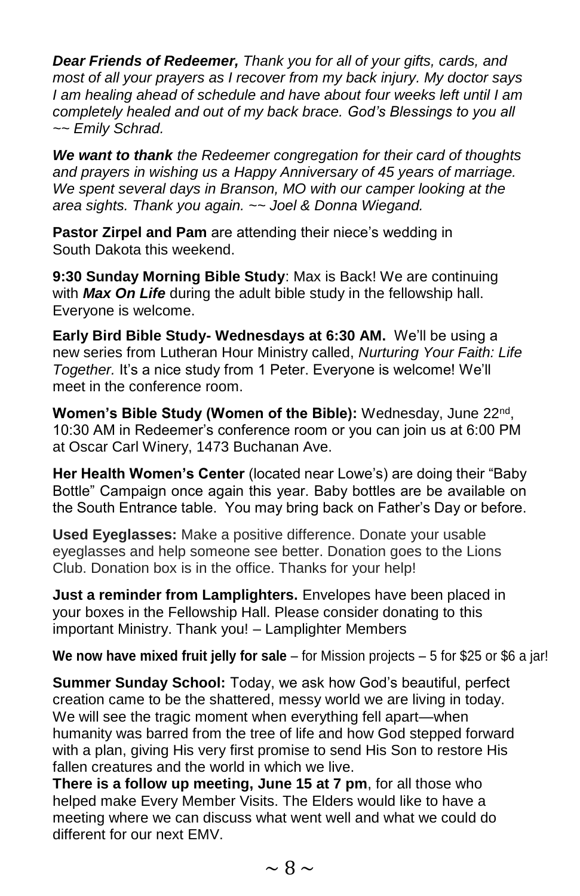***Dear Friends of Redeemer,*** *Thank you for all of your gifts, cards, and most of all your prayers as I recover from my back injury. My doctor says I am healing ahead of schedule and have about four weeks left until I am completely healed and out of my back brace. God's Blessings to you all ~~ Emily Schrad.*

***We want to thank*** *the Redeemer congregation for their card of thoughts and prayers in wishing us a Happy Anniversary of 45 years of marriage. We spent several days in Branson, MO with our camper looking at the area sights. Thank you again. ~~ Joel & Donna Wiegand.*

**Pastor Zirpel and Pam** are attending their niece's wedding in South Dakota this weekend.

**9:30 Sunday Morning Bible Study**: Max is Back! We are continuing with ***Max On Life*** during the adult bible study in the fellowship hall. Everyone is welcome.

**Early Bird Bible Study- Wednesdays at 6:30 AM.** We'll be using a new series from Lutheran Hour Ministry called, *Nurturing Your Faith: Life Together.* It's a nice study from 1 Peter. Everyone is welcome! We'll meet in the conference room.

**Women's Bible Study (Women of the Bible):** Wednesday, June 22nd, 10:30 AM in Redeemer's conference room or you can join us at 6:00 PM at Oscar Carl Winery, 1473 Buchanan Ave.

**Her Health Women's Center** (located near Lowe's) are doing their "Baby Bottle" Campaign once again this year. Baby bottles are be available on the South Entrance table. You may bring back on Father's Day or before.

**Used Eyeglasses:** Make a positive difference. Donate your usable eyeglasses and help someone see better. Donation goes to the Lions Club. Donation box is in the office. Thanks for your help!

**Just a reminder from Lamplighters.** Envelopes have been placed in your boxes in the Fellowship Hall. Please consider donating to this important Ministry. Thank you! – Lamplighter Members

**We now have mixed fruit jelly for sale** – for Mission projects – 5 for $25 or $6 a jar!

**Summer Sunday School:** Today, we ask how God's beautiful, perfect creation came to be the shattered, messy world we are living in today. We will see the tragic moment when everything fell apart—when humanity was barred from the tree of life and how God stepped forward with a plan, giving His very first promise to send His Son to restore His fallen creatures and the world in which we live.

**There is a follow up meeting, June 15 at 7 pm**, for all those who helped make Every Member Visits. The Elders would like to have a meeting where we can discuss what went well and what we could do different for our next EMV.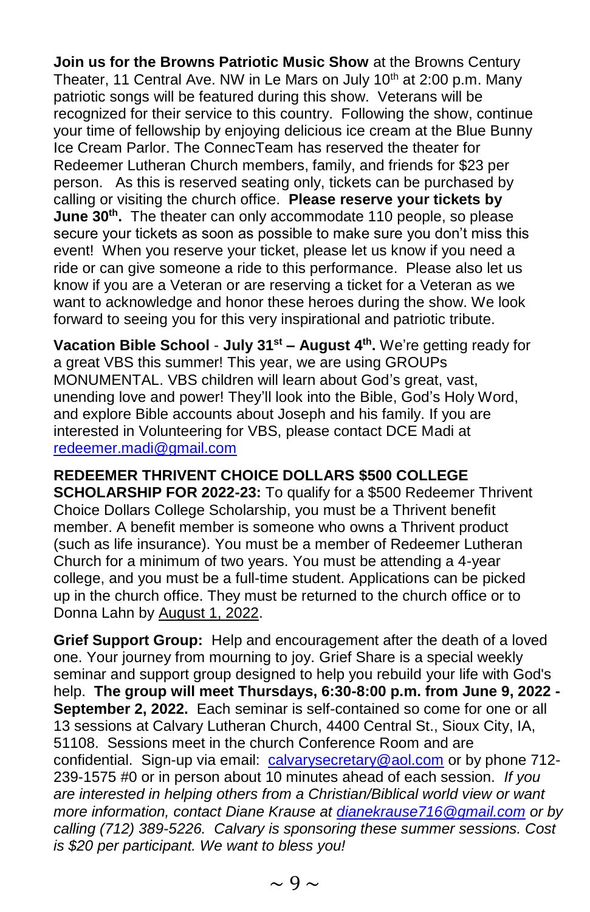**Join us for the Browns Patriotic Music Show** at the Browns Century Theater, 11 Central Ave. NW in Le Mars on July 10th at 2:00 p.m. Many patriotic songs will be featured during this show. Veterans will be recognized for their service to this country. Following the show, continue your time of fellowship by enjoying delicious ice cream at the Blue Bunny Ice Cream Parlor. The ConnecTeam has reserved the theater for Redeemer Lutheran Church members, family, and friends for $23 per person. As this is reserved seating only, tickets can be purchased by calling or visiting the church office. **Please reserve your tickets by June 30th.** The theater can only accommodate 110 people, so please secure your tickets as soon as possible to make sure you don't miss this event! When you reserve your ticket, please let us know if you need a ride or can give someone a ride to this performance. Please also let us know if you are a Veteran or are reserving a ticket for a Veteran as we want to acknowledge and honor these heroes during the show. We look forward to seeing you for this very inspirational and patriotic tribute.

**Vacation Bible School** - **July 31st – August 4th.** We're getting ready for a great VBS this summer! This year, we are using GROUPs MONUMENTAL. VBS children will learn about God's great, vast, unending love and power! They'll look into the Bible, God's Holy Word, and explore Bible accounts about Joseph and his family. If you are interested in Volunteering for VBS, please contact DCE Madi at redeemer.madi@gmail.com

**REDEEMER THRIVENT CHOICE DOLLARS $500 COLLEGE SCHOLARSHIP FOR 2022-23:** To qualify for a $500 Redeemer Thrivent Choice Dollars College Scholarship, you must be a Thrivent benefit member. A benefit member is someone who owns a Thrivent product (such as life insurance). You must be a member of Redeemer Lutheran Church for a minimum of two years. You must be attending a 4-year college, and you must be a full-time student. Applications can be picked up in the church office. They must be returned to the church office or to Donna Lahn by August 1, 2022.

**Grief Support Group:** Help and encouragement after the death of a loved one. Your journey from mourning to joy. Grief Share is a special weekly seminar and support group designed to help you rebuild your life with God's help. **The group will meet Thursdays, 6:30-8:00 p.m. from June 9, 2022 - September 2, 2022.** Each seminar is self-contained so come for one or all 13 sessions at Calvary Lutheran Church, 4400 Central St., Sioux City, IA, 51108. Sessions meet in the church Conference Room and are confidential. Sign-up via email: calvarysecretary@aol.com or by phone 712-239-1575 #0 or in person about 10 minutes ahead of each session. *If you are interested in helping others from a Christian/Biblical world view or want more information, contact Diane Krause at dianekrause716@gmail.com or by calling (712) 389-5226. Calvary is sponsoring these summer sessions. Cost is $20 per participant. We want to bless you!*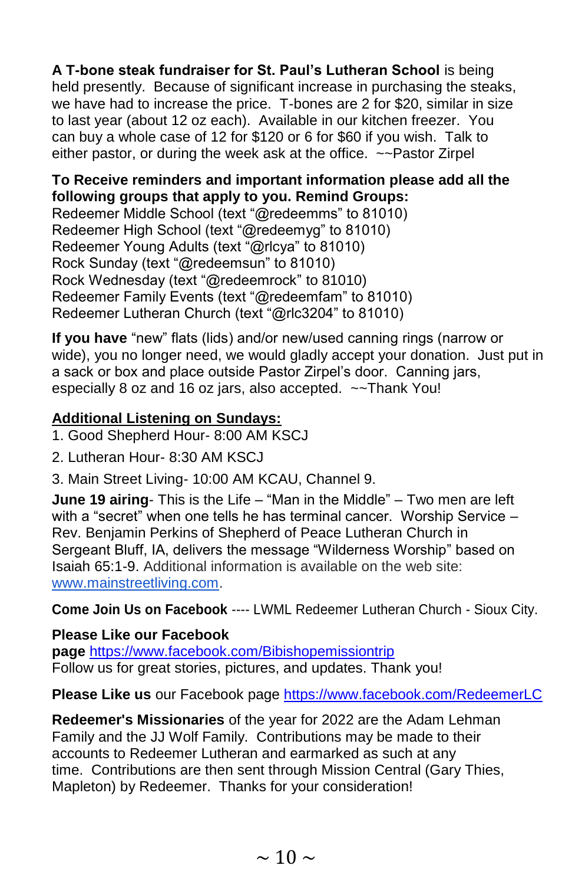**A T-bone steak fundraiser for St. Paul's Lutheran School** is being held presently. Because of significant increase in purchasing the steaks, we have had to increase the price. T-bones are 2 for $20, similar in size to last year (about 12 oz each). Available in our kitchen freezer. You can buy a whole case of 12 for $120 or 6 for $60 if you wish. Talk to either pastor, or during the week ask at the office. ~~Pastor Zirpel

**To Receive reminders and important information please add all the following groups that apply to you. Remind Groups:**
Redeemer Middle School (text "@redeemms" to 81010)
Redeemer High School (text "@redeemyg" to 81010)
Redeemer Young Adults (text "@rlcya" to 81010)
Rock Sunday (text "@redeemsun" to 81010)
Rock Wednesday (text "@redeemrock" to 81010)
Redeemer Family Events (text "@redeemfam" to 81010)
Redeemer Lutheran Church (text "@rlc3204" to 81010)

**If you have** "new" flats (lids) and/or new/used canning rings (narrow or wide), you no longer need, we would gladly accept your donation. Just put in a sack or box and place outside Pastor Zirpel's door. Canning jars, especially 8 oz and 16 oz jars, also accepted. ~~Thank You!

**<u>Additional Listening on Sundays:</u>**

1. Good Shepherd Hour- 8:00 AM KSCJ
2. Lutheran Hour- 8:30 AM KSCJ
3. Main Street Living- 10:00 AM KCAU, Channel 9.

**June 19 airing**- This is the Life – "Man in the Middle" – Two men are left with a "secret" when one tells he has terminal cancer. Worship Service – Rev. Benjamin Perkins of Shepherd of Peace Lutheran Church in Sergeant Bluff, IA, delivers the message "Wilderness Worship" based on Isaiah 65:1-9. Additional information is available on the web site: www.mainstreetliving.com.

**Come Join Us on Facebook** ---- LWML Redeemer Lutheran Church - Sioux City.

**Please Like our Facebook page** https://www.facebook.com/Bibishopemissiontrip
Follow us for great stories, pictures, and updates. Thank you!

**Please Like us** our Facebook page https://www.facebook.com/RedeemerLC

**Redeemer's Missionaries** of the year for 2022 are the Adam Lehman Family and the JJ Wolf Family. Contributions may be made to their accounts to Redeemer Lutheran and earmarked as such at any time. Contributions are then sent through Mission Central (Gary Thies, Mapleton) by Redeemer. Thanks for your consideration!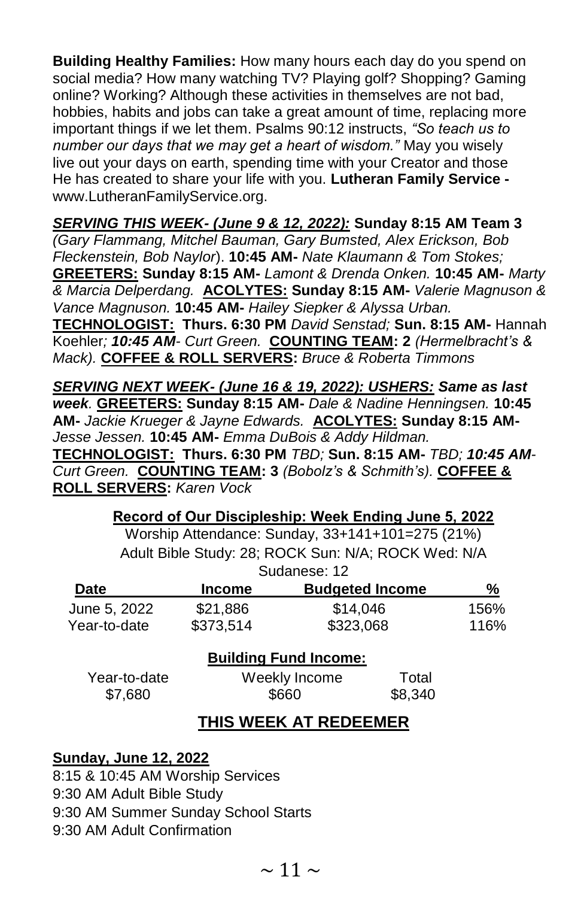**Building Healthy Families:** How many hours each day do you spend on social media? How many watching TV? Playing golf? Shopping? Gaming online? Working? Although these activities in themselves are not bad, hobbies, habits and jobs can take a great amount of time, replacing more important things if we let them. Psalms 90:12 instructs, *"So teach us to number our days that we may get a heart of wisdom."* May you wisely live out your days on earth, spending time with your Creator and those He has created to share your life with you. **Lutheran Family Service -** www.LutheranFamilyService.org.

***SERVING THIS WEEK- (June 9 & 12, 2022):*** **Sunday 8:15 AM Team 3** *(Gary Flammang, Mitchel Bauman, Gary Bumsted, Alex Erickson, Bob Fleckenstein, Bob Naylor*). **10:45 AM-** *Nate Klaumann & Tom Stokes;* **GREETERS: Sunday 8:15 AM-** *Lamont & Drenda Onken.* **10:45 AM-** *Marty & Marcia Delperdang.* **ACOLYTES: Sunday 8:15 AM-** *Valerie Magnuson & Vance Magnuson.* **10:45 AM-** *Hailey Siepker & Alyssa Urban.* **TECHNOLOGIST: Thurs. 6:30 PM** *David Senstad;* **Sun. 8:15 AM-** Hannah Koehler*;* ***10:45 AM****- Curt Green.* **COUNTING TEAM: 2** *(Hermelbracht's & Mack).* **COFFEE & ROLL SERVERS:** *Bruce & Roberta Timmons*

***SERVING NEXT WEEK- (June 16 & 19, 2022): USHERS: Same as last week.*** **GREETERS: Sunday 8:15 AM-** *Dale & Nadine Henningsen.* **10:45 AM-** *Jackie Krueger & Jayne Edwards.* **ACOLYTES: Sunday 8:15 AM-** *Jesse Jessen.* **10:45 AM-** *Emma DuBois & Addy Hildman.* **TECHNOLOGIST: Thurs. 6:30 PM** *TBD;* **Sun. 8:15 AM-** *TBD;* ***10:45 AM****- Curt Green.* **COUNTING TEAM: 3** *(Bobolz's & Schmith's).* **COFFEE & ROLL SERVERS:** *Karen Vock*

**Record of Our Discipleship: Week Ending June 5, 2022**

Worship Attendance: Sunday, 33+141+101=275 (21%)
Adult Bible Study: 28; ROCK Sun: N/A; ROCK Wed: N/A
Sudanese: 12

| Date | Income | Budgeted Income | % |
|---|---|---|---|
| June 5, 2022 | $21,886 | $14,046 | 156% |
| Year-to-date | $373,514 | $323,068 | 116% |

**Building Fund Income:**

| Year-to-date | Weekly Income | Total |
|---|---|---|
| $7,680 | $660 | $8,340 |

## THIS WEEK AT REDEEMER

**Sunday, June 12, 2022**

8:15 & 10:45 AM Worship Services
9:30 AM Adult Bible Study
9:30 AM Summer Sunday School Starts
9:30 AM Adult Confirmation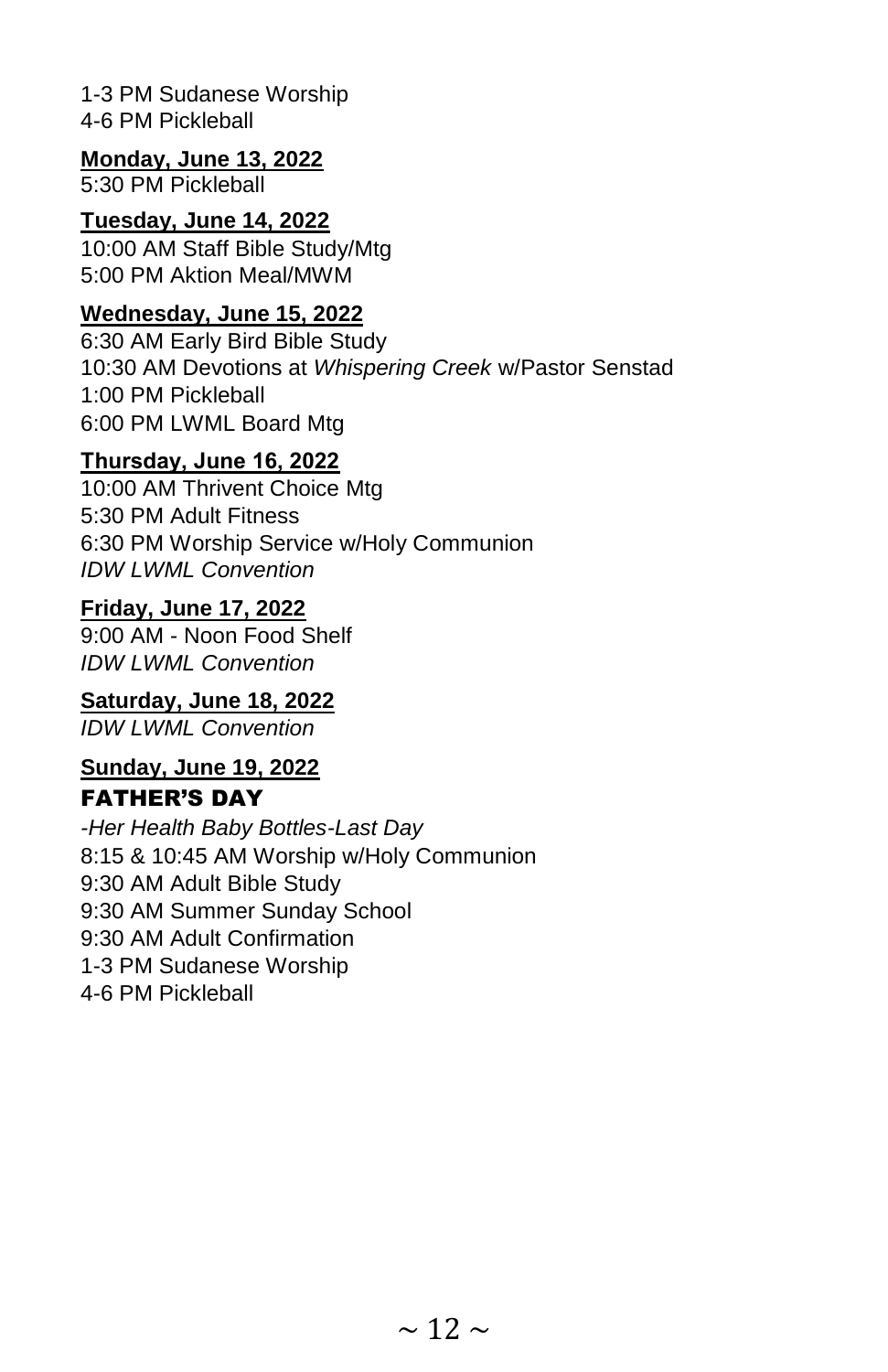1-3 PM Sudanese Worship
4-6 PM Pickleball

**Monday, June 13, 2022**
5:30 PM Pickleball

**Tuesday, June 14, 2022**
10:00 AM Staff Bible Study/Mtg
5:00 PM Aktion Meal/MWM

**Wednesday, June 15, 2022**
6:30 AM Early Bird Bible Study
10:30 AM Devotions at *Whispering Creek* w/Pastor Senstad
1:00 PM Pickleball
6:00 PM LWML Board Mtg

**Thursday, June 16, 2022**
10:00 AM Thrivent Choice Mtg
5:30 PM Adult Fitness
6:30 PM Worship Service w/Holy Communion
*IDW LWML Convention*

**Friday, June 17, 2022**
9:00 AM - Noon Food Shelf
*IDW LWML Convention*

**Saturday, June 18, 2022**
*IDW LWML Convention*

**Sunday, June 19, 2022**
**FATHER'S DAY**
*-Her Health Baby Bottles-Last Day*
8:15 & 10:45 AM Worship w/Holy Communion
9:30 AM Adult Bible Study
9:30 AM Summer Sunday School
9:30 AM Adult Confirmation
1-3 PM Sudanese Worship
4-6 PM Pickleball